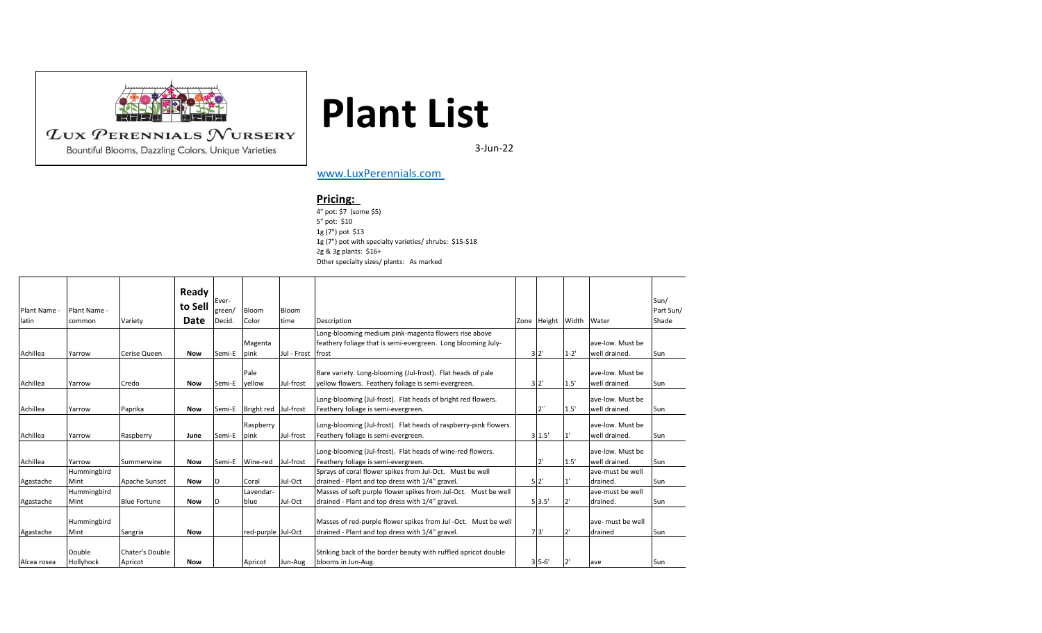Lux Perennials Nursery

Bountiful Blooms, Dazzling Colors, Unique Varieties

# Plant List

3-Jun-22

www.LuxPerennials.com

## Pricing:

4" pot: $7 (some $5)
5" pot: $10
1g (7") pot $13
1g (7") pot with specialty varieties/ shrubs: $15-$18
2g & 3g plants: $16+
Other specialty sizes/ plants: As marked

| Plant Name - latin | Plant Name - common | Variety | Ready to Sell Date | Ever-green/ Decid. | Bloom Color | Bloom time | Description | Zone | Height | Width | Water | Sun/ Part Sun/ Shade |
|---|---|---|---|---|---|---|---|---|---|---|---|---|
| Achillea | Yarrow | Cerise Queen | Now | Semi-E | Magenta pink | Jul - Frost | Long-blooming medium pink-magenta flowers rise above feathery foliage that is semi-evergreen. Long blooming July-frost | 3 | 2' | 1-2' | ave-low. Must be well drained. | Sun |
| Achillea | Yarrow | Credo | Now | Semi-E | Pale yellow | Jul-frost | Rare variety. Long-blooming (Jul-frost). Flat heads of pale yellow flowers. Feathery foliage is semi-evergreen. | 3 | 2' | 1.5' | ave-low. Must be well drained. | Sun |
| Achillea | Yarrow | Paprika | Now | Semi-E | Bright red | Jul-frost | Long-blooming (Jul-frost). Flat heads of bright red flowers. Feathery foliage is semi-evergreen. | | 2' | 1.5' | ave-low. Must be well drained. | Sun |
| Achillea | Yarrow | Raspberry | June | Semi-E | Raspberry pink | Jul-frost | Long-blooming (Jul-frost). Flat heads of raspberry-pink flowers. Feathery foliage is semi-evergreen. | 3 | 1.5' | 1' | ave-low. Must be well drained. | Sun |
| Achillea | Yarrow | Summerwine | Now | Semi-E | Wine-red | Jul-frost | Long-blooming (Jul-frost). Flat heads of wine-red flowers. Feathery foliage is semi-evergreen. | | 2' | 1.5' | ave-low. Must be well drained. | Sun |
| Agastache | Hummingbird Mint | Apache Sunset | Now | D | Coral | Jul-Oct | Sprays of coral flower spikes from Jul-Oct. Must be well drained - Plant and top dress with 1/4" gravel. | 5 | 2' | 1' | ave-must be well drained. | Sun |
| Agastache | Hummingbird Mint | Blue Fortune | Now | D | Lavendar-blue | Jul-Oct | Masses of soft purple flower spikes from Jul-Oct. Must be well drained - Plant and top dress with 1/4" gravel. | 5 | 3.5' | 2' | ave-must be well drained. | Sun |
| Agastache | Hummingbird Mint | Sangria | Now | | red-purple | Jul-Oct | Masses of red-purple flower spikes from Jul -Oct. Must be well drained - Plant and top dress with 1/4" gravel. | 7 | 3' | 2' | ave- must be well drained | Sun |
| Alcea rosea | Double Hollyhock | Chater's Double Apricot | Now | | Apricot | Jun-Aug | Striking back of the border beauty with ruffled apricot double blooms in Jun-Aug. | 3 | 5-6' | 2' | ave | Sun |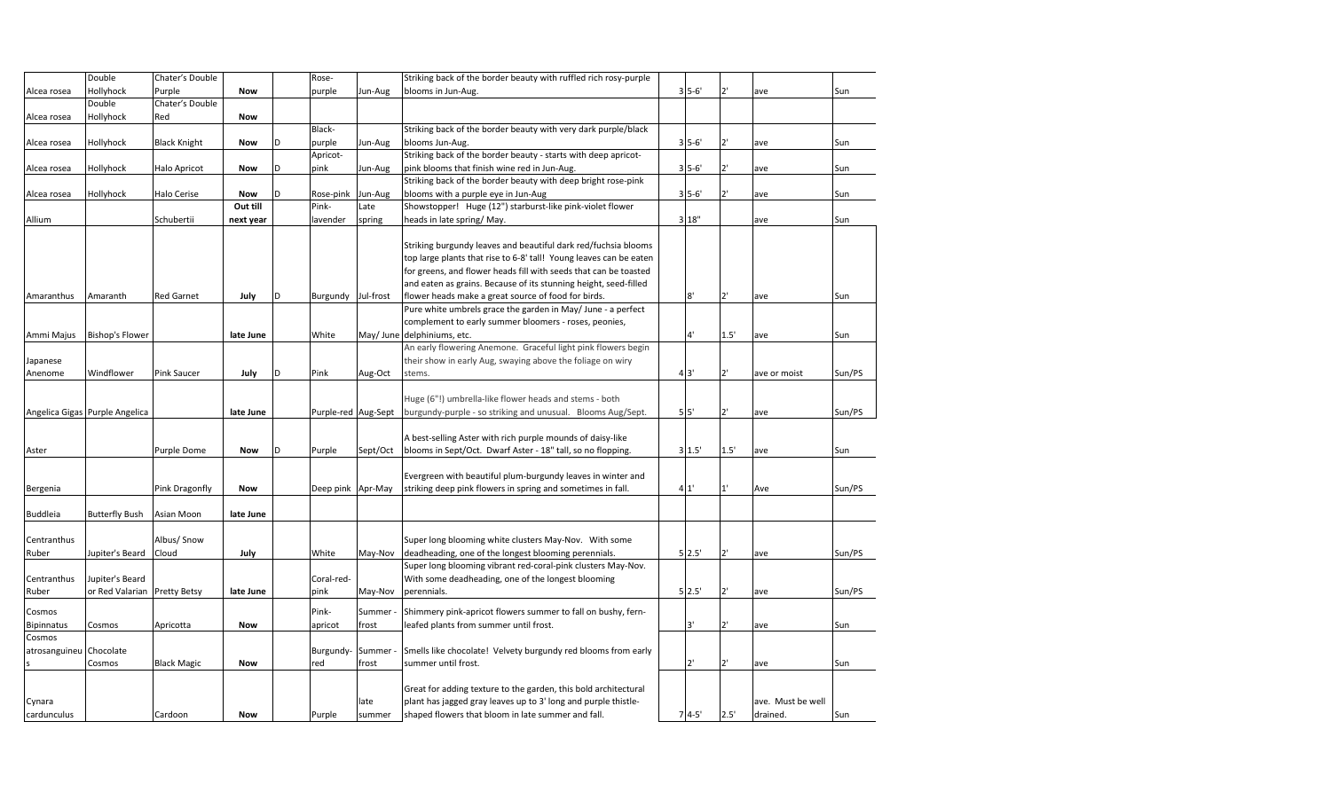| | | | | | | | | | | | | |
|---|---|---|---|---|---|---|---|---|---|---|---|---|
| Alcea rosea | Double Hollyhock | Chater's Double Purple | **Now** | | Rose-purple | Jun-Aug | Striking back of the border beauty with ruffled rich rosy-purple blooms in Jun-Aug. | 3 | 5-6' | 2' | ave | Sun |
| Alcea rosea | Double Hollyhock | Chater's Double Red | **Now** | | | | | | | | | |
| Alcea rosea | Hollyhock | Black Knight | **Now** | D | Black-purple | Jun-Aug | Striking back of the border beauty with very dark purple/black blooms Jun-Aug. | 3 | 5-6' | 2' | ave | Sun |
| Alcea rosea | Hollyhock | Halo Apricot | **Now** | D | Apricot-pink | Jun-Aug | Striking back of the border beauty - starts with deep apricot-pink blooms that finish wine red in Jun-Aug. | 3 | 5-6' | 2' | ave | Sun |
| Alcea rosea | Hollyhock | Halo Cerise | **Now** | D | Rose-pink | Jun-Aug | Striking back of the border beauty with deep bright rose-pink blooms with a purple eye in Jun-Aug | 3 | 5-6' | 2' | ave | Sun |
| Allium | | Schubertii | **Out till next year** | | Pink-lavender | Late spring | Showstopper! Huge (12") starburst-like pink-violet flower heads in late spring/ May. | 3 | 18" | | ave | Sun |
| Amaranthus | Amaranth | Red Garnet | **July** | D | Burgundy | Jul-frost | Striking burgundy leaves and beautiful dark red/fuchsia blooms top large plants that rise to 6-8' tall! Young leaves can be eaten for greens, and flower heads fill with seeds that can be toasted and eaten as grains. Because of its stunning height, seed-filled flower heads make a great source of food for birds. | | 8' | 2' | ave | Sun |
| Ammi Majus | Bishop's Flower | | **late June** | | White | May/ June | Pure white umbrels grace the garden in May/ June - a perfect complement to early summer bloomers - roses, peonies, delphiniums, etc. | | 4' | 1.5' | ave | Sun |
| Japanese Anenome | Windflower | Pink Saucer | **July** | D | Pink | Aug-Oct | An early flowering Anemone. Graceful light pink flowers begin their show in early Aug, swaying above the foliage on wiry stems. | 4 | 3' | 2' | ave or moist | Sun/PS |
| Angelica Gigas | Purple Angelica | | **late June** | | Purple-red | Aug-Sept | Huge (6"!) umbrella-like flower heads and stems - both burgundy-purple - so striking and unusual. Blooms Aug/Sept. | 5 | 5' | 2' | ave | Sun/PS |
| Aster | | Purple Dome | **Now** | D | Purple | Sept/Oct | A best-selling Aster with rich purple mounds of daisy-like blooms in Sept/Oct. Dwarf Aster - 18" tall, so no flopping. | 3 | 1.5' | 1.5' | ave | Sun |
| Bergenia | | Pink Dragonfly | **Now** | | Deep pink | Apr-May | Evergreen with beautiful plum-burgundy leaves in winter and striking deep pink flowers in spring and sometimes in fall. | 4 | 1' | 1' | Ave | Sun/PS |
| Buddleia | Butterfly Bush | Asian Moon | **late June** | | | | | | | | | |
| Centranthus Ruber | Jupiter's Beard | Albus/ Snow Cloud | **July** | | White | May-Nov | Super long blooming white clusters May-Nov. With some deadheading, one of the longest blooming perennials. | 5 | 2.5' | 2' | ave | Sun/PS |
| Centranthus Ruber | Jupiter's Beard or Red Valarian | Pretty Betsy | **late June** | | Coral-red-pink | May-Nov | Super long blooming vibrant red-coral-pink clusters May-Nov. With some deadheading, one of the longest blooming perennials. | 5 | 2.5' | 2' | ave | Sun/PS |
| Cosmos Bipinnatus | Cosmos | Apricotta | **Now** | | Pink-apricot | Summer - frost | Shimmery pink-apricot flowers summer to fall on bushy, fern-leafed plants from summer until frost. | | 3' | 2' | ave | Sun |
| Cosmos atrosanguineus | Chocolate Cosmos | Black Magic | **Now** | | Burgundy-red | Summer - frost | Smells like chocolate! Velvety burgundy red blooms from early summer until frost. | | 2' | 2' | ave | Sun |
| Cynara cardunculus | | Cardoon | **Now** | | Purple | late summer | Great for adding texture to the garden, this bold architectural plant has jagged gray leaves up to 3' long and purple thistle-shaped flowers that bloom in late summer and fall. | 7 | 4-5' | 2.5' | ave. Must be well drained. | Sun |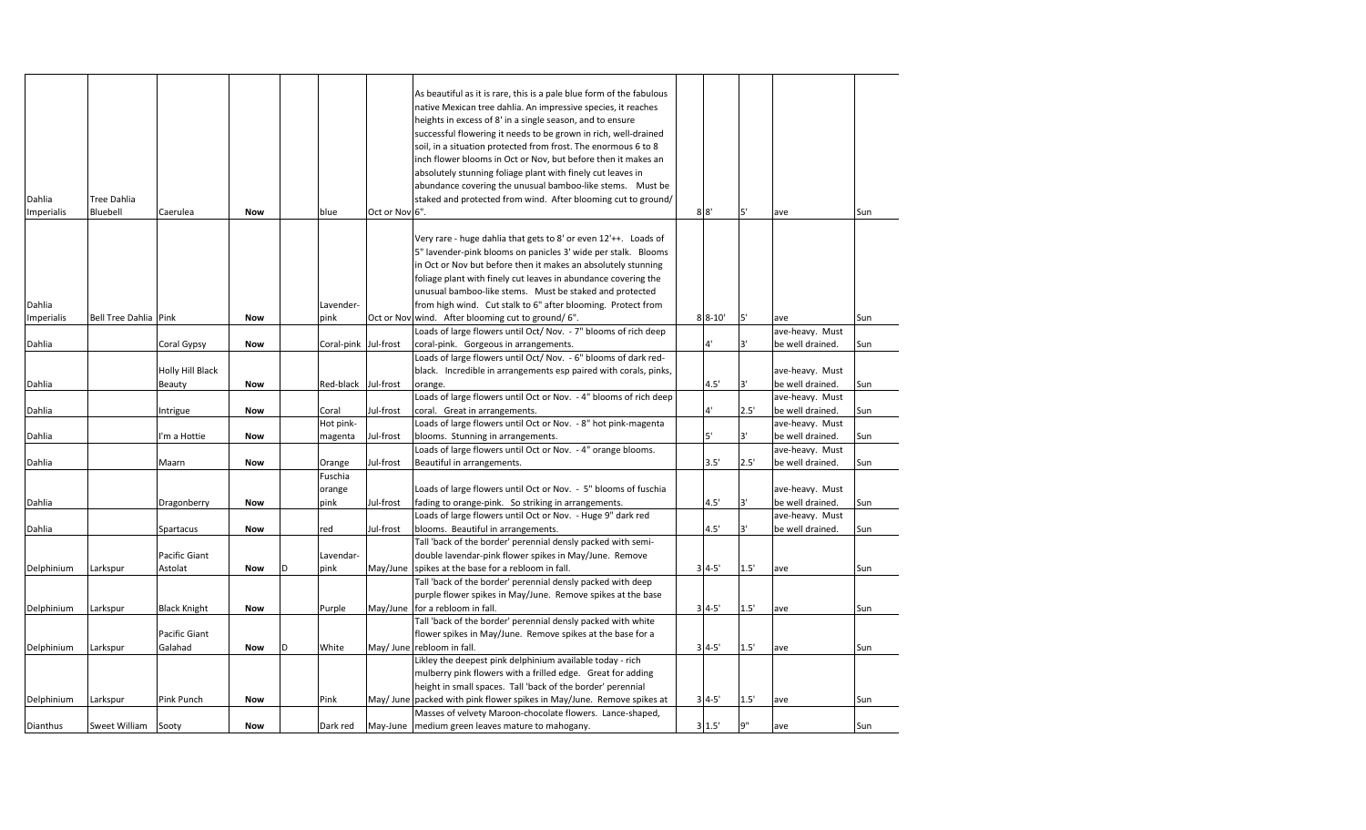| | | | | | | | | | | | | |
|---|---|---|---|---|---|---|---|---|---|---|---|---|
| Dahlia Imperialis | Tree Dahlia Bluebell | Caerulea | **Now** | | blue | Oct or Nov | As beautiful as it is rare, this is a pale blue form of the fabulous native Mexican tree dahlia. An impressive species, it reaches heights in excess of 8' in a single season, and to ensure successful flowering it needs to be grown in rich, well-drained soil, in a situation protected from frost. The enormous 6 to 8 inch flower blooms in Oct or Nov, but before then it makes an absolutely stunning foliage plant with finely cut leaves in abundance covering the unusual bamboo-like stems. Must be staked and protected from wind. After blooming cut to ground/ 6". | 8 | 8' | 5' | ave | Sun |
| Dahlia Imperialis | Bell Tree Dahlia | Pink | **Now** | | Lavender-pink | Oct or Nov | Very rare - huge dahlia that gets to 8' or even 12'++. Loads of 5" lavender-pink blooms on panicles 3' wide per stalk. Blooms in Oct or Nov but before then it makes an absolutely stunning foliage plant with finely cut leaves in abundance covering the unusual bamboo-like stems. Must be staked and protected from high wind. Cut stalk to 6" after blooming. Protect from wind. After blooming cut to ground/ 6". | 8 | 8-10' | 5' | ave | Sun |
| Dahlia | | Coral Gypsy | **Now** | | Coral-pink | Jul-frost | Loads of large flowers until Oct/ Nov. - 7" blooms of rich deep coral-pink. Gorgeous in arrangements. | | 4' | 3' | ave-heavy. Must be well drained. | Sun |
| Dahlia | | Holly Hill Black Beauty | **Now** | | Red-black | Jul-frost | Loads of large flowers until Oct/ Nov. - 6" blooms of dark red-black. Incredible in arrangements esp paired with corals, pinks, orange. | | 4.5' | 3' | ave-heavy. Must be well drained. | Sun |
| Dahlia | | Intrigue | **Now** | | Coral | Jul-frost | Loads of large flowers until Oct or Nov. - 4" blooms of rich deep coral. Great in arrangements. | | 4' | 2.5' | ave-heavy. Must be well drained. | Sun |
| Dahlia | | I'm a Hottie | **Now** | | Hot pink-magenta | Jul-frost | Loads of large flowers until Oct or Nov. - 8" hot pink-magenta blooms. Stunning in arrangements. | | 5' | 3' | ave-heavy. Must be well drained. | Sun |
| Dahlia | | Maarn | **Now** | | Orange | Jul-frost | Loads of large flowers until Oct or Nov. - 4" orange blooms. Beautiful in arrangements. | | 3.5' | 2.5' | ave-heavy. Must be well drained. | Sun |
| Dahlia | | Dragonberry | **Now** | | Fuschia orange pink | Jul-frost | Loads of large flowers until Oct or Nov. - 5" blooms of fuschia fading to orange-pink. So striking in arrangements. | | 4.5' | 3' | ave-heavy. Must be well drained. | Sun |
| Dahlia | | Spartacus | **Now** | | red | Jul-frost | Loads of large flowers until Oct or Nov. - Huge 9" dark red blooms. Beautiful in arrangements. | | 4.5' | 3' | ave-heavy. Must be well drained. | Sun |
| Delphinium | Larkspur | Pacific Giant Astolat | **Now** | D | Lavendar-pink | May/June | Tall 'back of the border' perennial densly packed with semi-double lavendar-pink flower spikes in May/June. Remove spikes at the base for a rebloom in fall. | 3 | 4-5' | 1.5' | ave | Sun |
| Delphinium | Larkspur | Black Knight | **Now** | | Purple | May/June | Tall 'back of the border' perennial densly packed with deep purple flower spikes in May/June. Remove spikes at the base for a rebloom in fall. | 3 | 4-5' | 1.5' | ave | Sun |
| Delphinium | Larkspur | Pacific Giant Galahad | **Now** | D | White | May/ June | Tall 'back of the border' perennial densly packed with white flower spikes in May/June. Remove spikes at the base for a rebloom in fall. | 3 | 4-5' | 1.5' | ave | Sun |
| Delphinium | Larkspur | Pink Punch | **Now** | | Pink | May/ June | Likley the deepest pink delphinium available today - rich mulberry pink flowers with a frilled edge. Great for adding height in small spaces. Tall 'back of the border' perennial packed with pink flower spikes in May/June. Remove spikes at | 3 | 4-5' | 1.5' | ave | Sun |
| Dianthus | Sweet William | Sooty | **Now** | | Dark red | May-June | Masses of velvety Maroon-chocolate flowers. Lance-shaped, medium green leaves mature to mahogany. | 3 | 1.5' | 9" | ave | Sun |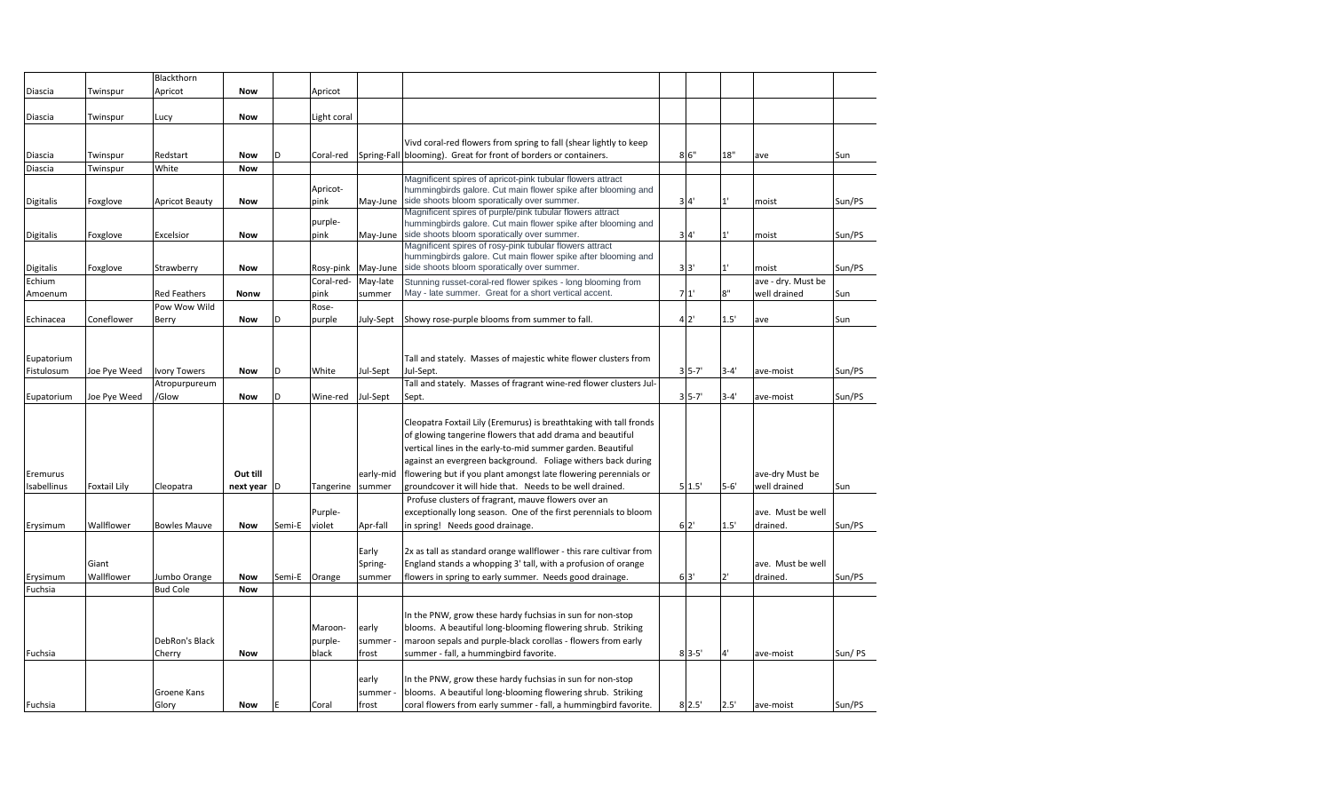| | | | | | | | | | | | | |
|---|---|---|---|---|---|---|---|---|---|---|---|---|
| Diascia | Twinspur | Blackthorn Apricot | **Now** | | Apricot | | | | | | | |
| Diascia | Twinspur | Lucy | **Now** | | Light coral | | | | | | | |
| Diascia | Twinspur | Redstart | **Now** | D | Coral-red | Spring-Fall | Vivd coral-red flowers from spring to fall (shear lightly to keep blooming). Great for front of borders or containers. | 8 | 6" | 18" | ave | Sun |
| Diascia | Twinspur | White | **Now** | | | | | | | | | |
| Digitalis | Foxglove | Apricot Beauty | **Now** | | Apricot-pink | May-June | Magnificent spires of apricot-pink tubular flowers attract hummingbirds galore. Cut main flower spike after blooming and side shoots bloom sporatically over summer. | 3 | 4' | 1' | moist | Sun/PS |
| Digitalis | Foxglove | Excelsior | **Now** | | purple-pink | May-June | Magnificent spires of purple/pink tubular flowers attract hummingbirds galore. Cut main flower spike after blooming and side shoots bloom sporatically over summer. | 3 | 4' | 1' | moist | Sun/PS |
| Digitalis | Foxglove | Strawberry | **Now** | | Rosy-pink | May-June | Magnificent spires of rosy-pink tubular flowers attract hummingbirds galore. Cut main flower spike after blooming and side shoots bloom sporatically over summer. | 3 | 3' | 1' | moist | Sun/PS |
| Echium Amoenum | | Red Feathers | **Nonw** | | Coral-red-pink | May-late summer | Stunning russet-coral-red flower spikes - long blooming from May - late summer. Great for a short vertical accent. | 7 | 1' | 8" | ave - dry. Must be well drained | Sun |
| Echinacea | Coneflower | Pow Wow Wild Berry | **Now** | D | Rose-purple | July-Sept | Showy rose-purple blooms from summer to fall. | 4 | 2' | 1.5' | ave | Sun |
| Eupatorium Fistulosum | Joe Pye Weed | Ivory Towers | **Now** | D | White | Jul-Sept | Tall and stately. Masses of majestic white flower clusters from Jul-Sept. | 3 | 5-7' | 3-4' | ave-moist | Sun/PS |
| Eupatorium | Joe Pye Weed | Atropurpureum /Glow | **Now** | D | Wine-red | Jul-Sept | Tall and stately. Masses of fragrant wine-red flower clusters Jul-Sept. | 3 | 5-7' | 3-4' | ave-moist | Sun/PS |
| Eremurus Isabellinus | Foxtail Lily | Cleopatra | **Out till next year** | D | Tangerine | early-mid summer | Cleopatra Foxtail Lily (Eremurus) is breathtaking with tall fronds of glowing tangerine flowers that add drama and beautiful vertical lines in the early-to-mid summer garden. Beautiful against an evergreen background. Foliage withers back during flowering but if you plant amongst late flowering perennials or groundcover it will hide that. Needs to be well drained. | 5 | 1.5' | 5-6' | ave-dry Must be well drained | Sun |
| Erysimum | Wallflower | Bowles Mauve | **Now** | Semi-E | Purple-violet | Apr-fall | Profuse clusters of fragrant, mauve flowers over an exceptionally long season. One of the first perennials to bloom in spring! Needs good drainage. | 6 | 2' | 1.5' | ave. Must be well drained. | Sun/PS |
| Erysimum | Giant Wallflower | Jumbo Orange | **Now** | Semi-E | Orange | Early Spring-summer | 2x as tall as standard orange wallflower - this rare cultivar from England stands a whopping 3' tall, with a profusion of orange flowers in spring to early summer. Needs good drainage. | 6 | 3' | 2' | ave. Must be well drained. | Sun/PS |
| Fuchsia | | Bud Cole | **Now** | | | | | | | | | |
| Fuchsia | | DebRon's Black Cherry | **Now** | | Maroon-purple-black | early summer - frost | In the PNW, grow these hardy fuchsias in sun for non-stop blooms. A beautiful long-blooming flowering shrub. Striking maroon sepals and purple-black corollas - flowers from early summer - fall, a hummingbird favorite. | 8 | 3-5' | 4' | ave-moist | Sun/ PS |
| Fuchsia | | Groene Kans Glory | **Now** | E | Coral | early summer - frost | In the PNW, grow these hardy fuchsias in sun for non-stop blooms. A beautiful long-blooming flowering shrub. Striking coral flowers from early summer - fall, a hummingbird favorite. | 8 | 2.5' | 2.5' | ave-moist | Sun/PS |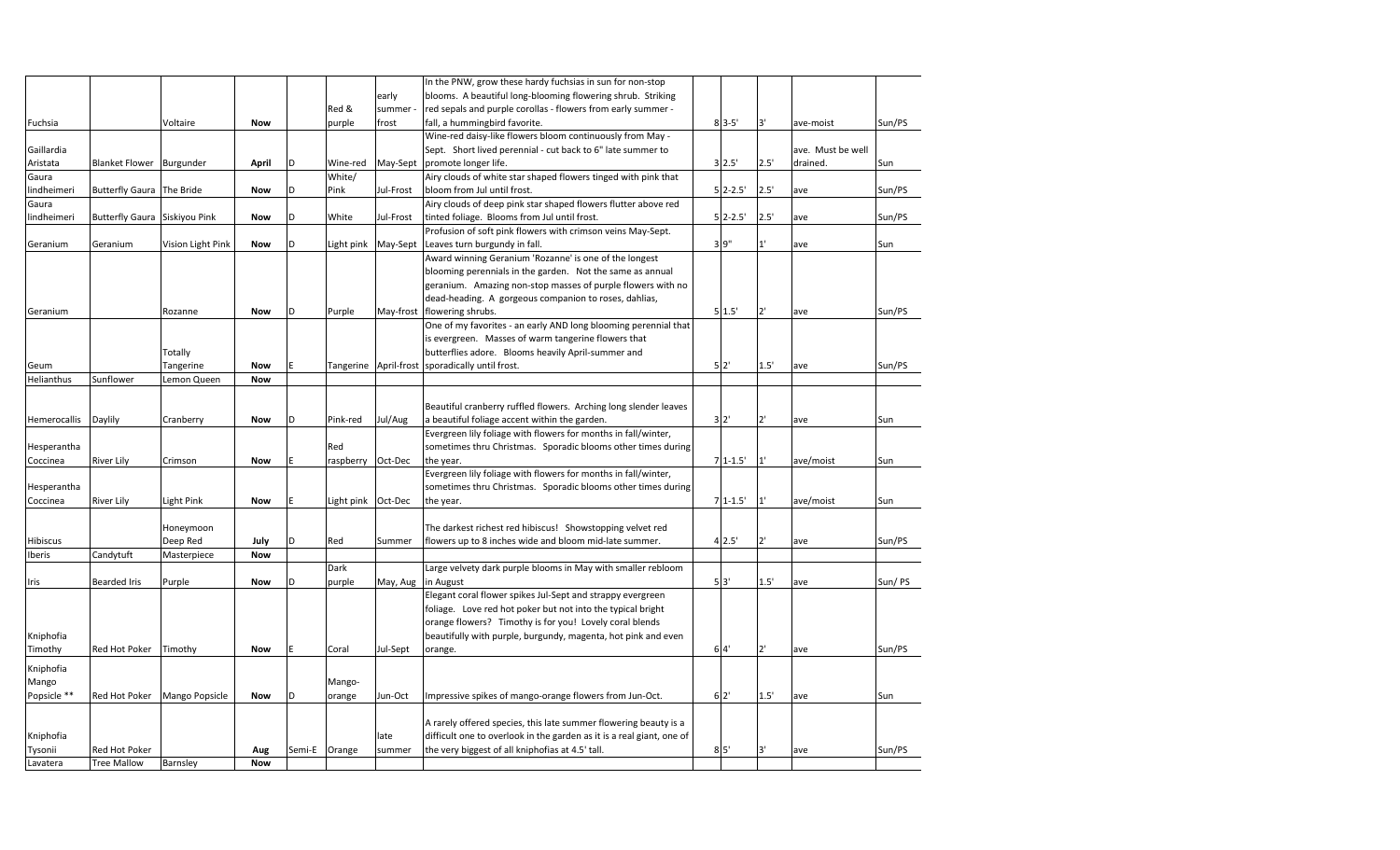| | | | | | | | | | | | | |
|---|---|---|---|---|---|---|---|---|---|---|---|---|
| Fuchsia | | Voltaire | **Now** | | Red & purple | early summer - frost | In the PNW, grow these hardy fuchsias in sun for non-stop blooms. A beautiful long-blooming flowering shrub. Striking red sepals and purple corollas - flowers from early summer - fall, a hummingbird favorite. | 8 | 3-5' | 3' | ave-moist | Sun/PS |
| Gaillardia Aristata | Blanket Flower | Burgunder | **April** | D | Wine-red | May-Sept | Wine-red daisy-like flowers bloom continuously from May - Sept. Short lived perennial - cut back to 6" late summer to promote longer life. | 3 | 2.5' | 2.5' | ave. Must be well drained. | Sun |
| Gaura lindheimeri | Butterfly Gaura | The Bride | **Now** | D | White/ Pink | Jul-Frost | Airy clouds of white star shaped flowers tinged with pink that bloom from Jul until frost. | 5 | 2-2.5' | 2.5' | ave | Sun/PS |
| Gaura lindheimeri | Butterfly Gaura | Siskiyou Pink | **Now** | D | White | Jul-Frost | Airy clouds of deep pink star shaped flowers flutter above red tinted foliage. Blooms from Jul until frost. | 5 | 2-2.5' | 2.5' | ave | Sun/PS |
| Geranium | Geranium | Vision Light Pink | **Now** | D | Light pink | May-Sept | Profusion of soft pink flowers with crimson veins May-Sept. Leaves turn burgundy in fall. | 3 | 9" | 1' | ave | Sun |
| Geranium | | Rozanne | **Now** | D | Purple | May-frost | Award winning Geranium 'Rozanne' is one of the longest blooming perennials in the garden. Not the same as annual geranium. Amazing non-stop masses of purple flowers with no dead-heading. A gorgeous companion to roses, dahlias, flowering shrubs. | 5 | 1.5' | 2' | ave | Sun/PS |
| Geum | | Totally Tangerine | **Now** | E | Tangerine | April-frost | One of my favorites - an early AND long blooming perennial that is evergreen. Masses of warm tangerine flowers that butterflies adore. Blooms heavily April-summer and sporadically until frost. | 5 | 2' | 1.5' | ave | Sun/PS |
| Helianthus | Sunflower | Lemon Queen | **Now** | | | | | | | | | |
| Hemerocallis | Daylily | Cranberry | **Now** | D | Pink-red | Jul/Aug | Beautiful cranberry ruffled flowers. Arching long slender leaves a beautiful foliage accent within the garden. | 3 | 2' | 2' | ave | Sun |
| Hesperantha Coccinea | River Lily | Crimson | **Now** | E | Red raspberry | Oct-Dec | Evergreen lily foliage with flowers for months in fall/winter, sometimes thru Christmas. Sporadic blooms other times during the year. | 7 | 1-1.5' | 1' | ave/moist | Sun |
| Hesperantha Coccinea | River Lily | Light Pink | **Now** | E | Light pink | Oct-Dec | Evergreen lily foliage with flowers for months in fall/winter, sometimes thru Christmas. Sporadic blooms other times during the year. | 7 | 1-1.5' | 1' | ave/moist | Sun |
| Hibiscus | | Honeymoon Deep Red | **July** | D | Red | Summer | The darkest richest red hibiscus! Showstopping velvet red flowers up to 8 inches wide and bloom mid-late summer. | 4 | 2.5' | 2' | ave | Sun/PS |
| Iberis | Candytuft | Masterpiece | **Now** | | | | | | | | | |
| Iris | Bearded Iris | Purple | **Now** | D | Dark purple | May, Aug | Large velvety dark purple blooms in May with smaller rebloom in August | 5 | 3' | 1.5' | ave | Sun/ PS |
| Kniphofia Timothy | Red Hot Poker | Timothy | **Now** | E | Coral | Jul-Sept | Elegant coral flower spikes Jul-Sept and strappy evergreen foliage. Love red hot poker but not into the typical bright orange flowers? Timothy is for you! Lovely coral blends beautifully with purple, burgundy, magenta, hot pink and even orange. | 6 | 4' | 2' | ave | Sun/PS |
| Kniphofia Mango Popsicle ** | Red Hot Poker | Mango Popsicle | **Now** | D | Mango-orange | Jun-Oct | Impressive spikes of mango-orange flowers from Jun-Oct. | 6 | 2' | 1.5' | ave | Sun |
| Kniphofia Tysonii | Red Hot Poker | | **Aug** | Semi-E | Orange | late summer | A rarely offered species, this late summer flowering beauty is a difficult one to overlook in the garden as it is a real giant, one of the very biggest of all kniphofias at 4.5' tall. | 8 | 5' | 3' | ave | Sun/PS |
| Lavatera | Tree Mallow | Barnsley | **Now** | | | | | | | | | |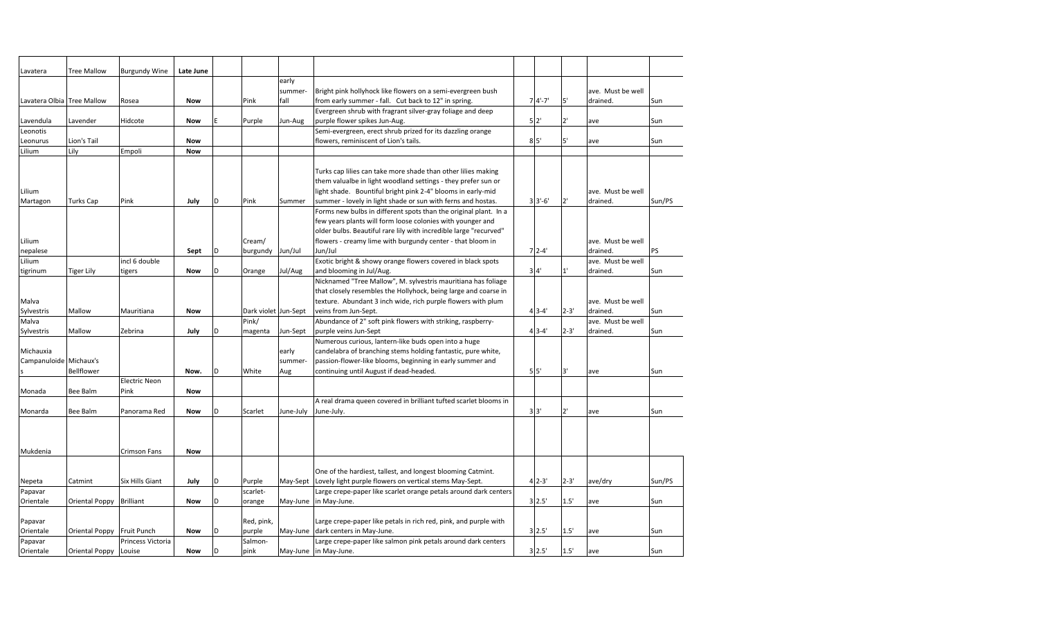| | | | | | | | | | | | | |
|---|---|---|---|---|---|---|---|---|---|---|---|---|
| Lavatera | Tree Mallow | Burgundy Wine | **Late June** | | | | | | | | | |
| Lavatera Olbia | Tree Mallow | Rosea | **Now** | | Pink | early summer-fall | Bright pink hollyhock like flowers on a semi-evergreen bush from early summer - fall. Cut back to 12" in spring. | 7 | 4'-7' | 5' | ave. Must be well drained. | Sun |
| Lavendula | Lavender | Hidcote | **Now** | E | Purple | Jun-Aug | Evergreen shrub with fragrant silver-gray foliage and deep purple flower spikes Jun-Aug. | 5 | 2' | 2' | ave | Sun |
| Leonotis Leonurus | Lion's Tail | | **Now** | | | | Semi-evergreen, erect shrub prized for its dazzling orange flowers, reminiscent of Lion's tails. | 8 | 5' | 5' | ave | Sun |
| Lilium | Lily | Empoli | **Now** | | | | | | | | | |
| Lilium Martagon | Turks Cap | Pink | **July** | D | Pink | Summer | Turks cap lilies can take more shade than other lilies making them valualbe in light woodland settings - they prefer sun or light shade. Bountiful bright pink 2-4" blooms in early-mid summer - lovely in light shade or sun with ferns and hostas. | 3 | 3'-6' | 2' | ave. Must be well drained. | Sun/PS |
| Lilium nepalese | | | **Sept** | D | Cream/ burgundy | Jun/Jul | Forms new bulbs in different spots than the original plant. In a few years plants will form loose colonies with younger and older bulbs. Beautiful rare lily with incredible large "recurved" flowers - creamy lime with burgundy center - that bloom in Jun/Jul | 7 | 2-4' | | ave. Must be well drained. | PS |
| Lilium tigrinum | Tiger Lily | incl 6 double tigers | **Now** | D | Orange | Jul/Aug | Exotic bright & showy orange flowers covered in black spots and blooming in Jul/Aug. | 3 | 4' | 1' | ave. Must be well drained. | Sun |
| Malva Sylvestris | Mallow | Mauritiana | **Now** | | Dark violet | Jun-Sept | Nicknamed "Tree Mallow", M. sylvestris mauritiana has foliage that closely resembles the Hollyhock, being large and coarse in texture. Abundant 3 inch wide, rich purple flowers with plum veins from Jun-Sept. | 4 | 3-4' | 2-3' | ave. Must be well drained. | Sun |
| Malva Sylvestris | Mallow | Zebrina | **July** | D | Pink/ magenta | Jun-Sept | Abundance of 2" soft pink flowers with striking, raspberry-purple veins Jun-Sept | 4 | 3-4' | 2-3' | ave. Must be well drained. | Sun |
| Michauxia Campanuloides | Michaux's Bellflower | | **Now.** | D | White | early summer-Aug | Numerous curious, lantern-like buds open into a huge candelabra of branching stems holding fantastic, pure white, passion-flower-like blooms, beginning in early summer and continuing until August if dead-headed. | 5 | 5' | 3' | ave | Sun |
| Monada | Bee Balm | Electric Neon Pink | **Now** | | | | | | | | | |
| Monarda | Bee Balm | Panorama Red | **Now** | D | Scarlet | June-July | A real drama queen covered in brilliant tufted scarlet blooms in June-July. | 3 | 3' | 2' | ave | Sun |
| Mukdenia | | Crimson Fans | **Now** | | | | | | | | | |
| Nepeta | Catmint | Six Hills Giant | **July** | D | Purple | May-Sept | One of the hardiest, tallest, and longest blooming Catmint. Lovely light purple flowers on vertical stems May-Sept. | 4 | 2-3' | 2-3' | ave/dry | Sun/PS |
| Papavar Orientale | Oriental Poppy | Brilliant | **Now** | D | scarlet-orange | May-June | Large crepe-paper like scarlet orange petals around dark centers in May-June. | 3 | 2.5' | 1.5' | ave | Sun |
| Papavar Orientale | Oriental Poppy | Fruit Punch | **Now** | D | Red, pink, purple | May-June | Large crepe-paper like petals in rich red, pink, and purple with dark centers in May-June. | 3 | 2.5' | 1.5' | ave | Sun |
| Papavar Orientale | Oriental Poppy | Princess Victoria Louise | **Now** | D | Salmon-pink | May-June | Large crepe-paper like salmon pink petals around dark centers in May-June. | 3 | 2.5' | 1.5' | ave | Sun |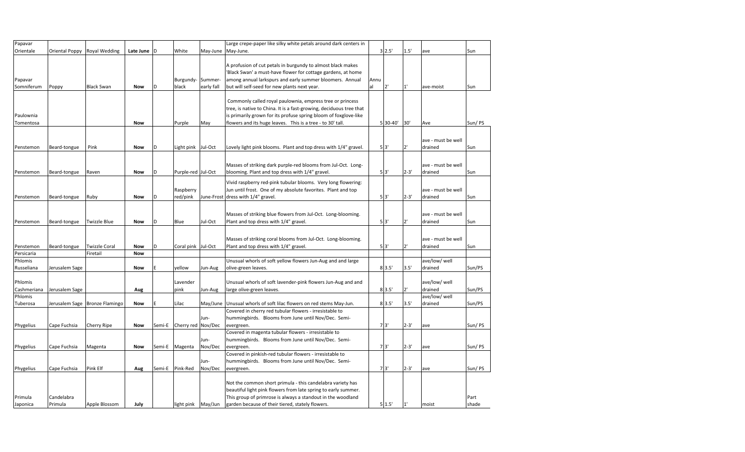| | | | | | | | | | | | | |
|---|---|---|---|---|---|---|---|---|---|---|---|---|
| Papavar Orientale | Oriental Poppy | Royal Wedding | **Late June** | D | White | May-June | Large crepe-paper like silky white petals around dark centers in May-June. | 3 | 2.5' | 1.5' | ave | Sun |
| Papavar Somniferum | Poppy | Black Swan | **Now** | D | Burgundy-black | Summer-early fall | A profusion of cut petals in burgundy to almost black makes 'Black Swan' a must-have flower for cottage gardens, at home among annual larkspurs and early summer bloomers. Annual but will self-seed for new plants next year. | Annual | 2' | 1' | ave-moist | Sun |
| Paulownia Tomentosa | | | **Now** | | Purple | May | Commonly called royal paulownia, empress tree or princess tree, is native to China. It is a fast-growing, deciduous tree that is primarily grown for its profuse spring bloom of foxglove-like flowers and its huge leaves. This is a tree - to 30' tall. | 5 | 30-40' | 30' | Ave | Sun/ PS |
| Penstemon | Beard-tongue | Pink | **Now** | D | Light pink | Jul-Oct | Lovely light pink blooms. Plant and top dress with 1/4" gravel. | 5 | 3' | 2' | ave - must be well drained | Sun |
| Penstemon | Beard-tongue | Raven | **Now** | D | Purple-red | Jul-Oct | Masses of striking dark purple-red blooms from Jul-Oct. Long-blooming. Plant and top dress with 1/4" gravel. | 5 | 3' | 2-3' | ave - must be well drained | Sun |
| Penstemon | Beard-tongue | Ruby | **Now** | D | Raspberry red/pink | June-Frost | Vivid raspberry red-pink tubular blooms. Very long flowering: Jun until frost. One of my absolute favorites. Plant and top dress with 1/4" gravel. | 5 | 3' | 2-3' | ave - must be well drained | Sun |
| Penstemon | Beard-tongue | Twizzle Blue | **Now** | D | Blue | Jul-Oct | Masses of striking blue flowers from Jul-Oct. Long-blooming. Plant and top dress with 1/4" gravel. | 5 | 3' | 2' | ave - must be well drained | Sun |
| Penstemon | Beard-tongue | Twizzle Coral | **Now** | D | Coral pink | Jul-Oct | Masses of striking coral blooms from Jul-Oct. Long-blooming. Plant and top dress with 1/4" gravel. | 5 | 3' | 2' | ave - must be well drained | Sun |
| Persicaria | | Firetail | **Now** | | | | | | | | | |
| Phlomis Russeliana | Jerusalem Sage | | **Now** | E | yellow | Jun-Aug | Unusual whorls of soft yellow flowers Jun-Aug and and large olive-green leaves. | 8 | 3.5' | 3.5' | ave/low/ well drained | Sun/PS |
| Phlomis Cashmeriana | Jerusalem Sage | | **Aug** | | Lavender pink | Jun-Aug | Unusual whorls of soft lavender-pink flowers Jun-Aug and and large olive-green leaves. | 8 | 3.5' | 2' | ave/low/ well drained | Sun/PS |
| Phlomis Tuberosa | Jerusalem Sage | Bronze Flamingo | **Now** | E | Lilac | May/June | Unusual whorls of soft lilac flowers on red stems May-Jun. | 8 | 3.5' | 3.5' | ave/low/ well drained | Sun/PS |
| Phygelius | Cape Fuchsia | Cherry Ripe | **Now** | Semi-E | Cherry red | Jun-Nov/Dec | Covered in cherry red tubular flowers - irresistable to hummingbirds. Blooms from June until Nov/Dec. Semi-evergreen. | 7 | 3' | 2-3' | ave | Sun/ PS |
| Phygelius | Cape Fuchsia | Magenta | **Now** | Semi-E | Magenta | Jun-Nov/Dec | Covered in magenta tubular flowers - irresistable to hummingbirds. Blooms from June until Nov/Dec. Semi-evergreen. | 7 | 3' | 2-3' | ave | Sun/ PS |
| Phygelius | Cape Fuchsia | Pink Elf | **Aug** | Semi-E | Pink-Red | Jun-Nov/Dec | Covered in pinkish-red tubular flowers - irresistable to hummingbirds. Blooms from June until Nov/Dec. Semi-evergreen. | 7 | 3' | 2-3' | ave | Sun/ PS |
| Primula Japonica | Candelabra Primula | Apple Blossom | **July** | | light pink | May/Jun | Not the common short primula - this candelabra variety has beautiful light pink flowers from late spring to early summer. This group of primrose is always a standout in the woodland garden because of their tiered, stately flowers. | 5 | 1.5' | 1' | moist | Part shade |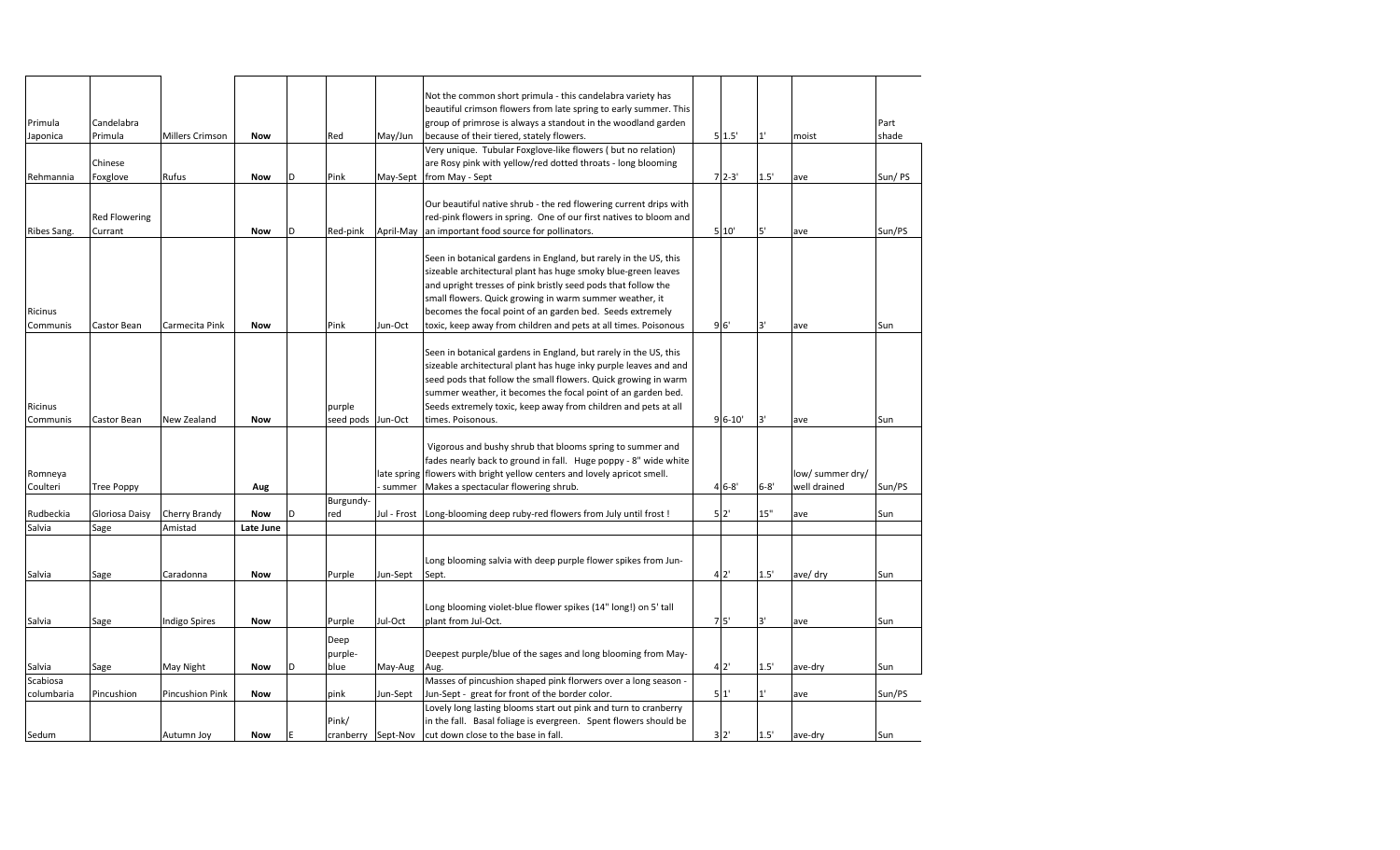| | | | | | | | | | | | | |
|---|---|---|---|---|---|---|---|---|---|---|---|---|
| Primula Japonica | Candelabra Primula | Millers Crimson | **Now** | | Red | May/Jun | Not the common short primula - this candelabra variety has beautiful crimson flowers from late spring to early summer. This group of primrose is always a standout in the woodland garden because of their tiered, stately flowers. | 5 | 1.5' | 1' | moist | Part shade |
| Rehmannia | Chinese Foxglove | Rufus | **Now** | D | Pink | May-Sept | Very unique. Tubular Foxglove-like flowers ( but no relation) are Rosy pink with yellow/red dotted throats - long blooming from May - Sept | 7 | 2-3' | 1.5' | ave | Sun/ PS |
| Ribes Sang. | Red Flowering Currant | | **Now** | D | Red-pink | April-May | Our beautiful native shrub - the red flowering current drips with red-pink flowers in spring. One of our first natives to bloom and an important food source for pollinators. | 5 | 10' | 5' | ave | Sun/PS |
| Ricinus Communis | Castor Bean | Carmecita Pink | **Now** | | Pink | Jun-Oct | Seen in botanical gardens in England, but rarely in the US, this sizeable architectural plant has huge smoky blue-green leaves and upright tresses of pink bristly seed pods that follow the small flowers. Quick growing in warm summer weather, it becomes the focal point of an garden bed. Seeds extremely toxic, keep away from children and pets at all times. Poisonous | 9 | 6' | 3' | ave | Sun |
| Ricinus Communis | Castor Bean | New Zealand | **Now** | | purple seed pods | Jun-Oct | Seen in botanical gardens in England, but rarely in the US, this sizeable architectural plant has huge inky purple leaves and and seed pods that follow the small flowers. Quick growing in warm summer weather, it becomes the focal point of an garden bed. Seeds extremely toxic, keep away from children and pets at all times. Poisonous. | 9 | 6-10' | 3' | ave | Sun |
| Romneya Coulteri | Tree Poppy | | **Aug** | | | late spring - summer | Vigorous and bushy shrub that blooms spring to summer and fades nearly back to ground in fall. Huge poppy - 8" wide white flowers with bright yellow centers and lovely apricot smell. Makes a spectacular flowering shrub. | 4 | 6-8' | 6-8' | low/ summer dry/ well drained | Sun/PS |
| Rudbeckia | Gloriosa Daisy | Cherry Brandy | **Now** | D | Burgundy-red | Jul - Frost | Long-blooming deep ruby-red flowers from July until frost ! | 5 | 2' | 15" | ave | Sun |
| Salvia | Sage | Amistad | **Late June** | | | | | | | | | |
| Salvia | Sage | Caradonna | **Now** | | Purple | Jun-Sept | Long blooming salvia with deep purple flower spikes from Jun-Sept. | 4 | 2' | 1.5' | ave/ dry | Sun |
| Salvia | Sage | Indigo Spires | **Now** | | Purple | Jul-Oct | Long blooming violet-blue flower spikes (14" long!) on 5' tall plant from Jul-Oct. | 7 | 5' | 3' | ave | Sun |
| Salvia | Sage | May Night | **Now** | D | Deep purple-blue | May-Aug | Deepest purple/blue of the sages and long blooming from May-Aug. | 4 | 2' | 1.5' | ave-dry | Sun |
| Scabiosa columbaria | Pincushion | Pincushion Pink | **Now** | | pink | Jun-Sept | Masses of pincushion shaped pink florwers over a long season - Jun-Sept - great for front of the border color. | 5 | 1' | 1' | ave | Sun/PS |
| Sedum | | Autumn Joy | **Now** | E | Pink/ cranberry | Sept-Nov | Lovely long lasting blooms start out pink and turn to cranberry in the fall. Basal foliage is evergreen. Spent flowers should be cut down close to the base in fall. | 3 | 2' | 1.5' | ave-dry | Sun |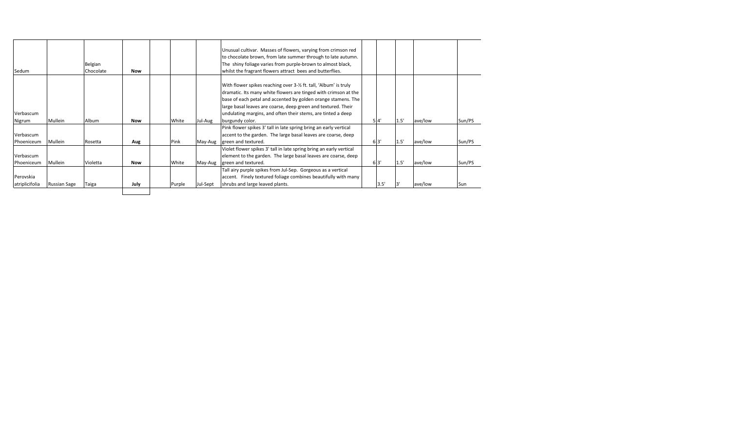| | | | | | | | | | | | | |
|---|---|---|---|---|---|---|---|---|---|---|---|---|
| Sedum | | Belgian Chocolate | **Now** | | | | Unusual cultivar. Masses of flowers, varying from crimson red to chocolate brown, from late summer through to late autumn. The shiny foliage varies from purple-brown to almost black, whilst the fragrant flowers attract bees and butterflies. | | | | | |
| Verbascum Nigrum | Mullein | Album | **Now** | | White | Jul-Aug | With flower spikes reaching over 3-½ ft. tall, 'Album' is truly dramatic. Its many white flowers are tinged with crimson at the base of each petal and accented by golden orange stamens. The large basal leaves are coarse, deep green and textured. Their undulating margins, and often their stems, are tinted a deep burgundy color. | 5 | 4' | 1.5' | ave/low | Sun/PS |
| Verbascum Phoeniceum | Mullein | Rosetta | **Aug** | | Pink | May-Aug | Pink flower spikes 3' tall in late spring bring an early vertical accent to the garden. The large basal leaves are coarse, deep green and textured. | 6 | 3' | 1.5' | ave/low | Sun/PS |
| Verbascum Phoeniceum | Mullein | Violetta | **Now** | | White | May-Aug | Violet flower spikes 3' tall in late spring bring an early vertical element to the garden. The large basal leaves are coarse, deep green and textured. | 6 | 3' | 1.5' | ave/low | Sun/PS |
| Perovskia atriplicifolia | Russian Sage | Taiga | **July** | | Purple | Jul-Sept | Tall airy purple spikes from Jul-Sep. Gorgeous as a vertical accent. Finely textured foliage combines beautifully with many shrubs and large leaved plants. | | 3.5' | 3' | ave/low | Sun |